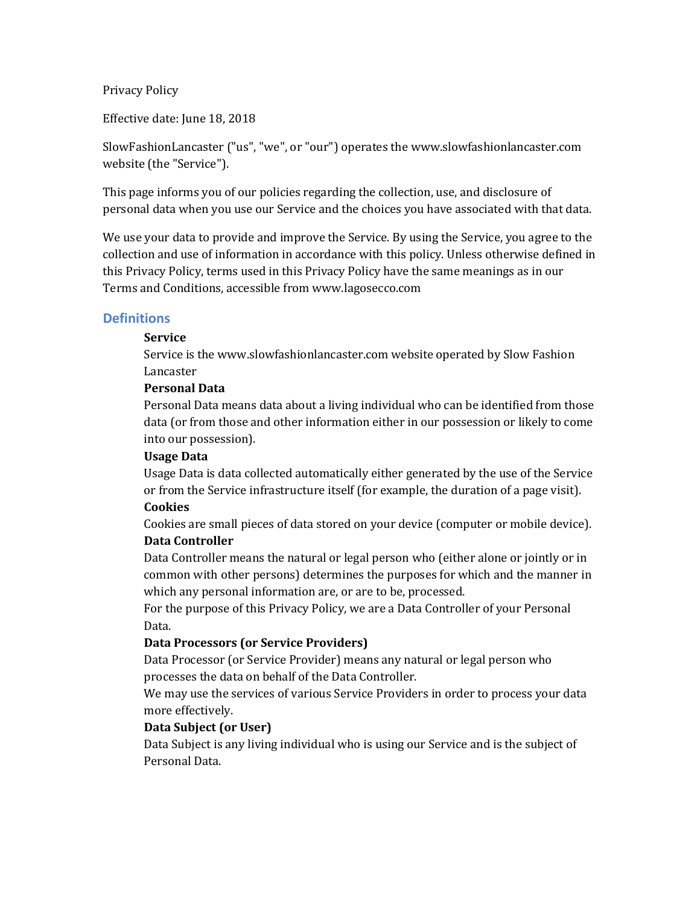Privacy Policy

Effective date: June 18, 2018

SlowFashionLancaster ("us", "we", or "our") operates the www.slowfashionlancaster.com website (the "Service").

This page informs you of our policies regarding the collection, use, and disclosure of personal data when you use our Service and the choices you have associated with that data.

We use your data to provide and improve the Service. By using the Service, you agree to the collection and use of information in accordance with this policy. Unless otherwise defined in this Privacy Policy, terms used in this Privacy Policy have the same meanings as in our Terms and Conditions, accessible from www.lagosecco.com

## Definitions

**Service**
Service is the www.slowfashionlancaster.com website operated by Slow Fashion Lancaster

**Personal Data**
Personal Data means data about a living individual who can be identified from those data (or from those and other information either in our possession or likely to come into our possession).

**Usage Data**
Usage Data is data collected automatically either generated by the use of the Service or from the Service infrastructure itself (for example, the duration of a page visit).

**Cookies**
Cookies are small pieces of data stored on your device (computer or mobile device).

**Data Controller**
Data Controller means the natural or legal person who (either alone or jointly or in common with other persons) determines the purposes for which and the manner in which any personal information are, or are to be, processed.
For the purpose of this Privacy Policy, we are a Data Controller of your Personal Data.

**Data Processors (or Service Providers)**
Data Processor (or Service Provider) means any natural or legal person who processes the data on behalf of the Data Controller.
We may use the services of various Service Providers in order to process your data more effectively.

**Data Subject (or User)**
Data Subject is any living individual who is using our Service and is the subject of Personal Data.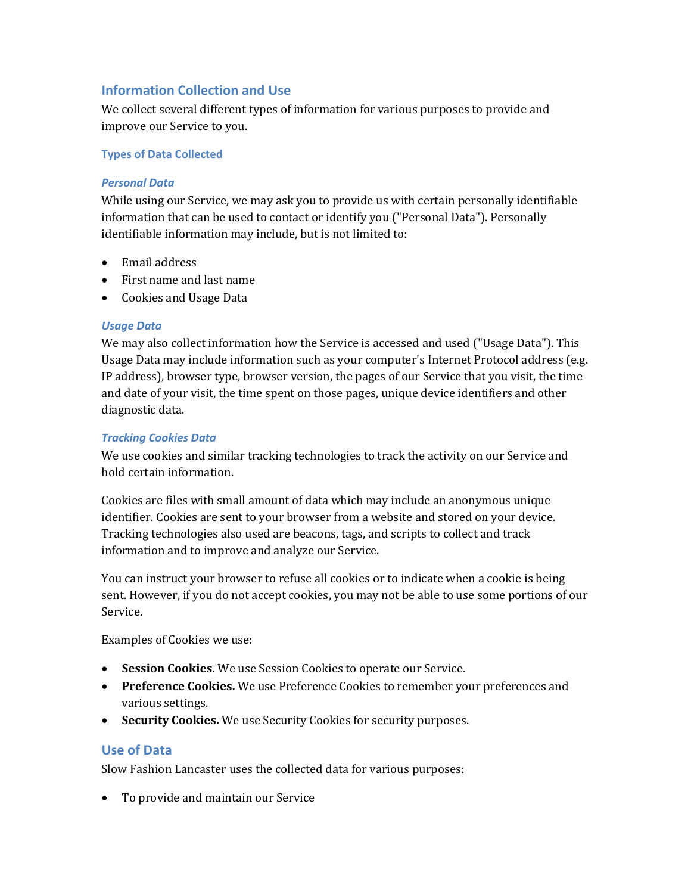## Information Collection and Use

We collect several different types of information for various purposes to provide and improve our Service to you.

### Types of Data Collected

#### *Personal Data*

While using our Service, we may ask you to provide us with certain personally identifiable information that can be used to contact or identify you ("Personal Data"). Personally identifiable information may include, but is not limited to:

- Email address
- First name and last name
- Cookies and Usage Data

#### *Usage Data*

We may also collect information how the Service is accessed and used ("Usage Data"). This Usage Data may include information such as your computer's Internet Protocol address (e.g. IP address), browser type, browser version, the pages of our Service that you visit, the time and date of your visit, the time spent on those pages, unique device identifiers and other diagnostic data.

#### *Tracking Cookies Data*

We use cookies and similar tracking technologies to track the activity on our Service and hold certain information.

Cookies are files with small amount of data which may include an anonymous unique identifier. Cookies are sent to your browser from a website and stored on your device. Tracking technologies also used are beacons, tags, and scripts to collect and track information and to improve and analyze our Service.

You can instruct your browser to refuse all cookies or to indicate when a cookie is being sent. However, if you do not accept cookies, you may not be able to use some portions of our Service.

Examples of Cookies we use:

- **Session Cookies.** We use Session Cookies to operate our Service.
- **Preference Cookies.** We use Preference Cookies to remember your preferences and various settings.
- **Security Cookies.** We use Security Cookies for security purposes.

## Use of Data

Slow Fashion Lancaster uses the collected data for various purposes:

- To provide and maintain our Service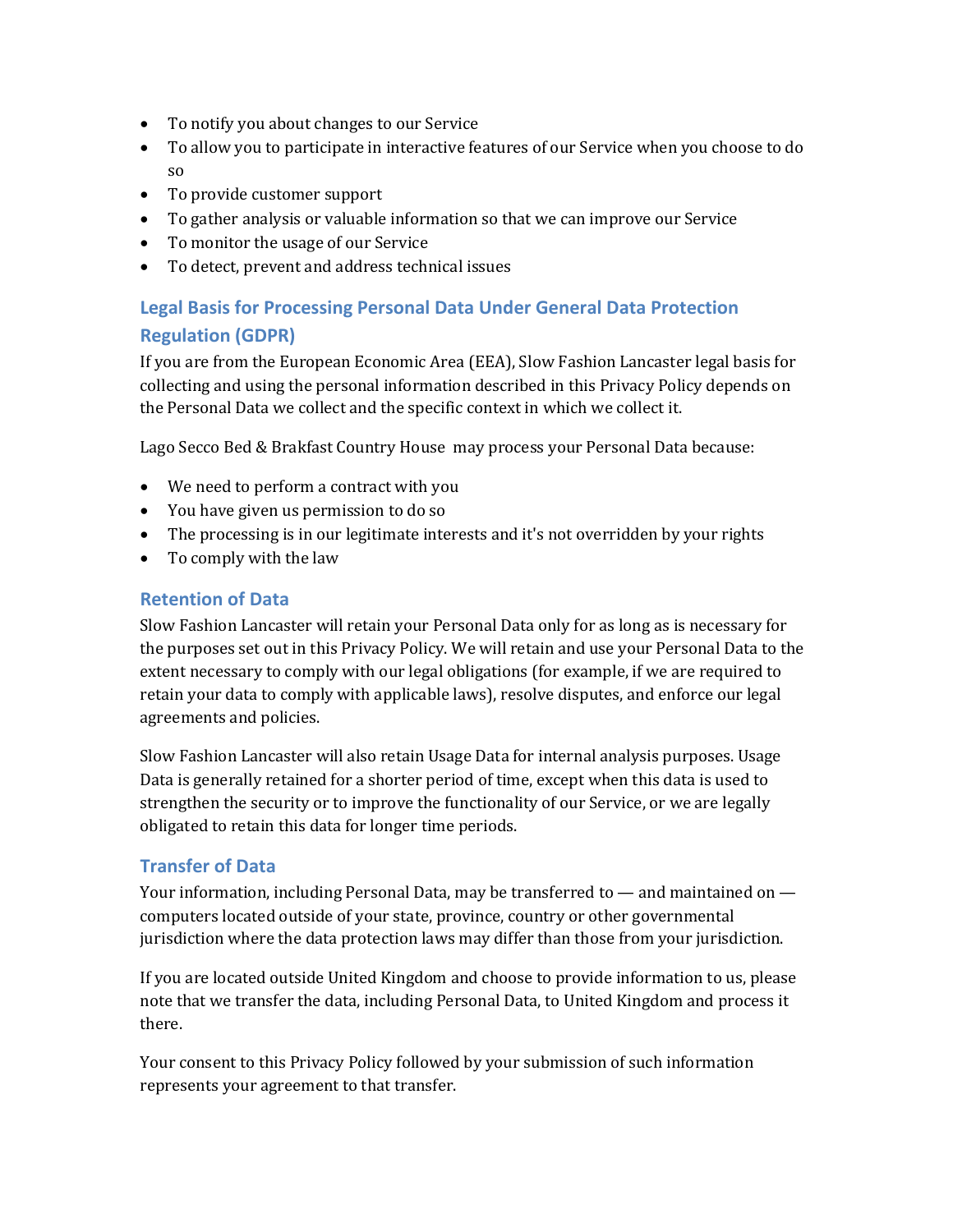- To notify you about changes to our Service
- To allow you to participate in interactive features of our Service when you choose to do so
- To provide customer support
- To gather analysis or valuable information so that we can improve our Service
- To monitor the usage of our Service
- To detect, prevent and address technical issues

## Legal Basis for Processing Personal Data Under General Data Protection Regulation (GDPR)

If you are from the European Economic Area (EEA), Slow Fashion Lancaster legal basis for collecting and using the personal information described in this Privacy Policy depends on the Personal Data we collect and the specific context in which we collect it.

Lago Secco Bed & Brakfast Country House  may process your Personal Data because:

- We need to perform a contract with you
- You have given us permission to do so
- The processing is in our legitimate interests and it's not overridden by your rights
- To comply with the law

## Retention of Data

Slow Fashion Lancaster will retain your Personal Data only for as long as is necessary for the purposes set out in this Privacy Policy. We will retain and use your Personal Data to the extent necessary to comply with our legal obligations (for example, if we are required to retain your data to comply with applicable laws), resolve disputes, and enforce our legal agreements and policies.

Slow Fashion Lancaster will also retain Usage Data for internal analysis purposes. Usage Data is generally retained for a shorter period of time, except when this data is used to strengthen the security or to improve the functionality of our Service, or we are legally obligated to retain this data for longer time periods.

## Transfer of Data

Your information, including Personal Data, may be transferred to — and maintained on — computers located outside of your state, province, country or other governmental jurisdiction where the data protection laws may differ than those from your jurisdiction.

If you are located outside United Kingdom and choose to provide information to us, please note that we transfer the data, including Personal Data, to United Kingdom and process it there.

Your consent to this Privacy Policy followed by your submission of such information represents your agreement to that transfer.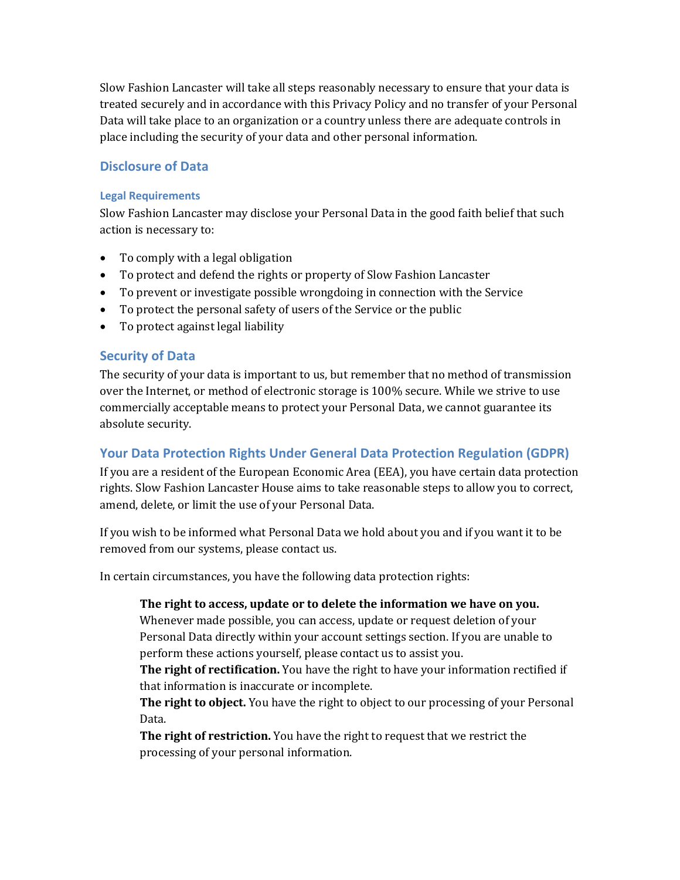Slow Fashion Lancaster will take all steps reasonably necessary to ensure that your data is treated securely and in accordance with this Privacy Policy and no transfer of your Personal Data will take place to an organization or a country unless there are adequate controls in place including the security of your data and other personal information.

## Disclosure of Data

### Legal Requirements

Slow Fashion Lancaster may disclose your Personal Data in the good faith belief that such action is necessary to:

- To comply with a legal obligation
- To protect and defend the rights or property of Slow Fashion Lancaster
- To prevent or investigate possible wrongdoing in connection with the Service
- To protect the personal safety of users of the Service or the public
- To protect against legal liability

## Security of Data

The security of your data is important to us, but remember that no method of transmission over the Internet, or method of electronic storage is 100% secure. While we strive to use commercially acceptable means to protect your Personal Data, we cannot guarantee its absolute security.

## Your Data Protection Rights Under General Data Protection Regulation (GDPR)

If you are a resident of the European Economic Area (EEA), you have certain data protection rights. Slow Fashion Lancaster House aims to take reasonable steps to allow you to correct, amend, delete, or limit the use of your Personal Data.

If you wish to be informed what Personal Data we hold about you and if you want it to be removed from our systems, please contact us.

In certain circumstances, you have the following data protection rights:

> **The right to access, update or to delete the information we have on you.** Whenever made possible, you can access, update or request deletion of your Personal Data directly within your account settings section. If you are unable to perform these actions yourself, please contact us to assist you.
> **The right of rectification.** You have the right to have your information rectified if that information is inaccurate or incomplete.
> **The right to object.** You have the right to object to our processing of your Personal Data.
> **The right of restriction.** You have the right to request that we restrict the processing of your personal information.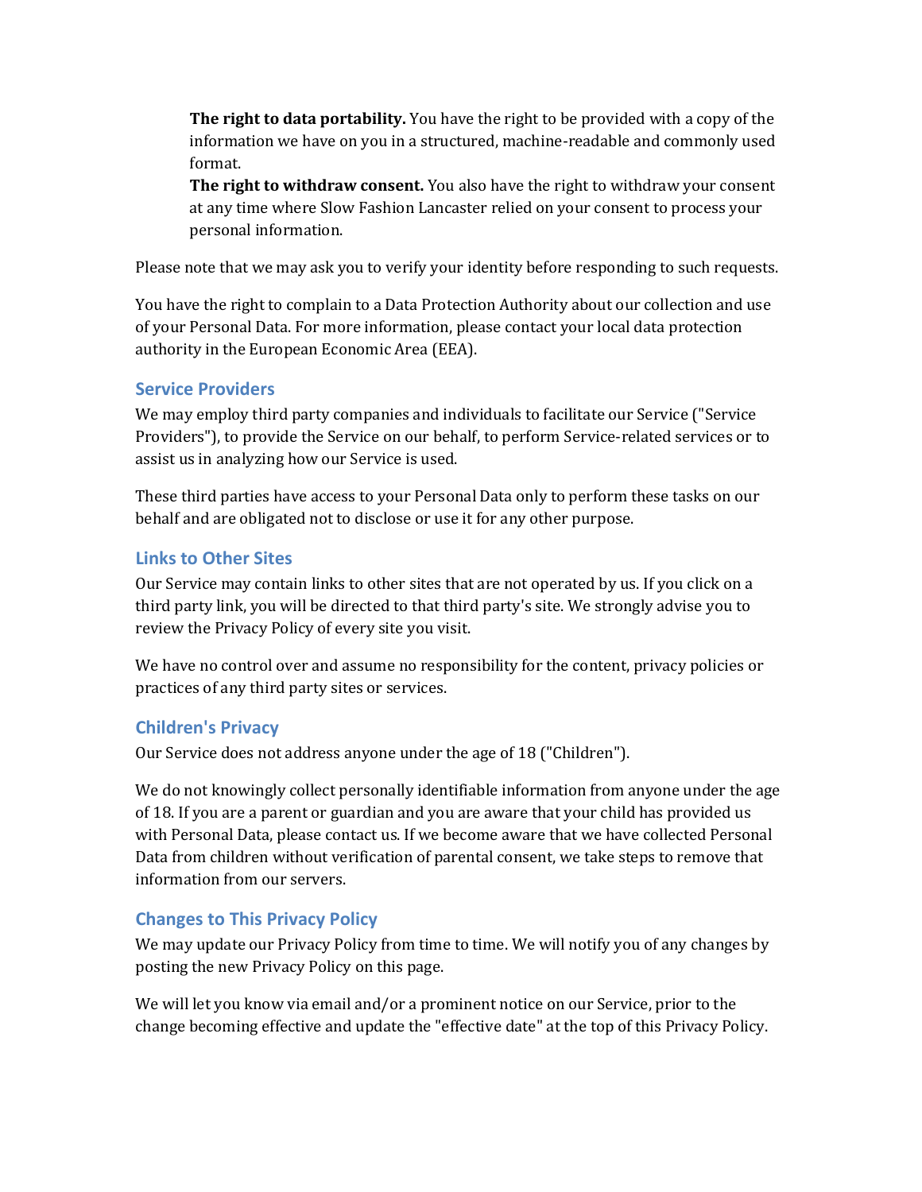**The right to data portability.** You have the right to be provided with a copy of the information we have on you in a structured, machine-readable and commonly used format.

**The right to withdraw consent.** You also have the right to withdraw your consent at any time where Slow Fashion Lancaster relied on your consent to process your personal information.

Please note that we may ask you to verify your identity before responding to such requests.

You have the right to complain to a Data Protection Authority about our collection and use of your Personal Data. For more information, please contact your local data protection authority in the European Economic Area (EEA).

## Service Providers

We may employ third party companies and individuals to facilitate our Service ("Service Providers"), to provide the Service on our behalf, to perform Service-related services or to assist us in analyzing how our Service is used.

These third parties have access to your Personal Data only to perform these tasks on our behalf and are obligated not to disclose or use it for any other purpose.

## Links to Other Sites

Our Service may contain links to other sites that are not operated by us. If you click on a third party link, you will be directed to that third party's site. We strongly advise you to review the Privacy Policy of every site you visit.

We have no control over and assume no responsibility for the content, privacy policies or practices of any third party sites or services.

## Children's Privacy

Our Service does not address anyone under the age of 18 ("Children").

We do not knowingly collect personally identifiable information from anyone under the age of 18. If you are a parent or guardian and you are aware that your child has provided us with Personal Data, please contact us. If we become aware that we have collected Personal Data from children without verification of parental consent, we take steps to remove that information from our servers.

## Changes to This Privacy Policy

We may update our Privacy Policy from time to time. We will notify you of any changes by posting the new Privacy Policy on this page.

We will let you know via email and/or a prominent notice on our Service, prior to the change becoming effective and update the "effective date" at the top of this Privacy Policy.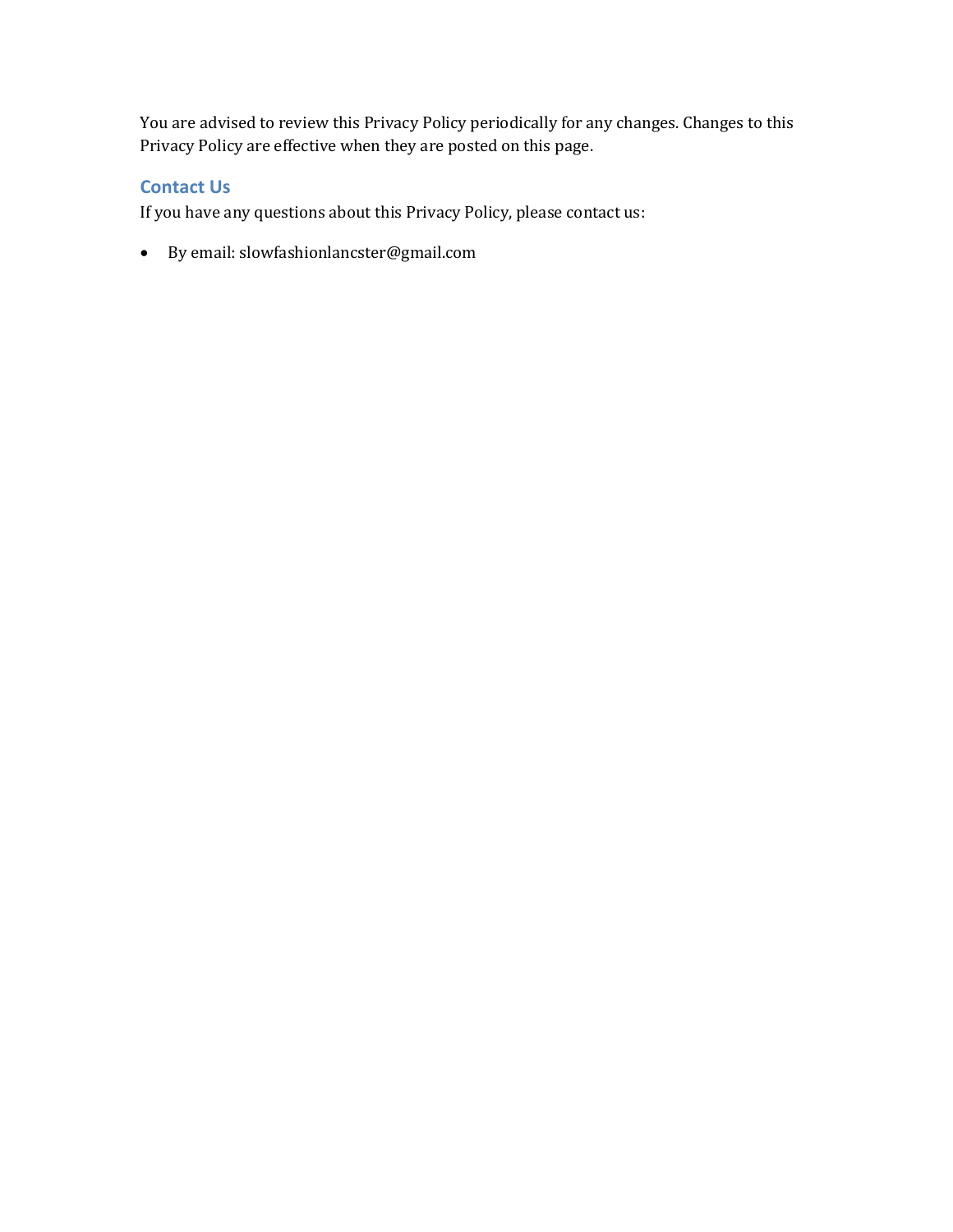You are advised to review this Privacy Policy periodically for any changes. Changes to this Privacy Policy are effective when they are posted on this page.

## Contact Us

If you have any questions about this Privacy Policy, please contact us:

- By email: slowfashionlancster@gmail.com